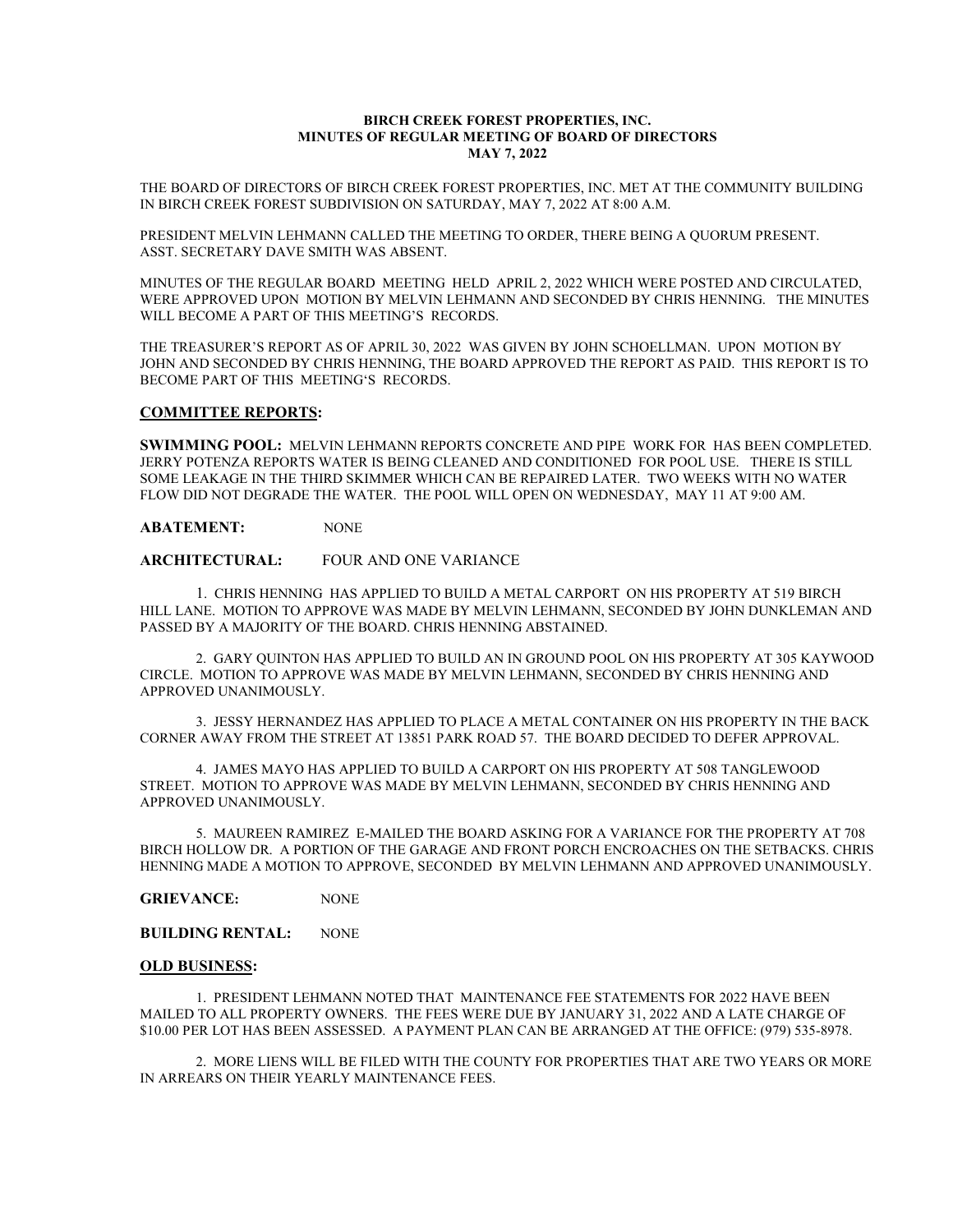**BIRCH CREEK FOREST PROPERTIES, INC.**
**MINUTES OF REGULAR MEETING OF BOARD OF DIRECTORS**
**MAY 7, 2022**

THE BOARD OF DIRECTORS OF BIRCH CREEK FOREST PROPERTIES, INC. MET AT THE COMMUNITY BUILDING IN BIRCH CREEK FOREST SUBDIVISION ON SATURDAY, MAY 7, 2022 AT 8:00 A.M.

PRESIDENT MELVIN LEHMANN CALLED THE MEETING TO ORDER, THERE BEING A QUORUM PRESENT. ASST. SECRETARY DAVE SMITH WAS ABSENT.

MINUTES OF THE REGULAR BOARD MEETING HELD APRIL 2, 2022 WHICH WERE POSTED AND CIRCULATED, WERE APPROVED UPON MOTION BY MELVIN LEHMANN AND SECONDED BY CHRIS HENNING. THE MINUTES WILL BECOME A PART OF THIS MEETING'S RECORDS.

THE TREASURER'S REPORT AS OF APRIL 30, 2022 WAS GIVEN BY JOHN SCHOELLMAN. UPON MOTION BY JOHN AND SECONDED BY CHRIS HENNING, THE BOARD APPROVED THE REPORT AS PAID. THIS REPORT IS TO BECOME PART OF THIS MEETING'S RECORDS.

## COMMITTEE REPORTS:

**SWIMMING POOL:** MELVIN LEHMANN REPORTS CONCRETE AND PIPE WORK FOR HAS BEEN COMPLETED. JERRY POTENZA REPORTS WATER IS BEING CLEANED AND CONDITIONED FOR POOL USE. THERE IS STILL SOME LEAKAGE IN THE THIRD SKIMMER WHICH CAN BE REPAIRED LATER. TWO WEEKS WITH NO WATER FLOW DID NOT DEGRADE THE WATER. THE POOL WILL OPEN ON WEDNESDAY, MAY 11 AT 9:00 AM.

**ABATEMENT:** NONE

**ARCHITECTURAL:** FOUR AND ONE VARIANCE

1. CHRIS HENNING HAS APPLIED TO BUILD A METAL CARPORT ON HIS PROPERTY AT 519 BIRCH HILL LANE. MOTION TO APPROVE WAS MADE BY MELVIN LEHMANN, SECONDED BY JOHN DUNKLEMAN AND PASSED BY A MAJORITY OF THE BOARD. CHRIS HENNING ABSTAINED.

2. GARY QUINTON HAS APPLIED TO BUILD AN IN GROUND POOL ON HIS PROPERTY AT 305 KAYWOOD CIRCLE. MOTION TO APPROVE WAS MADE BY MELVIN LEHMANN, SECONDED BY CHRIS HENNING AND APPROVED UNANIMOUSLY.

3. JESSY HERNANDEZ HAS APPLIED TO PLACE A METAL CONTAINER ON HIS PROPERTY IN THE BACK CORNER AWAY FROM THE STREET AT 13851 PARK ROAD 57. THE BOARD DECIDED TO DEFER APPROVAL.

4. JAMES MAYO HAS APPLIED TO BUILD A CARPORT ON HIS PROPERTY AT 508 TANGLEWOOD STREET. MOTION TO APPROVE WAS MADE BY MELVIN LEHMANN, SECONDED BY CHRIS HENNING AND APPROVED UNANIMOUSLY.

5. MAUREEN RAMIREZ E-MAILED THE BOARD ASKING FOR A VARIANCE FOR THE PROPERTY AT 708 BIRCH HOLLOW DR. A PORTION OF THE GARAGE AND FRONT PORCH ENCROACHES ON THE SETBACKS. CHRIS HENNING MADE A MOTION TO APPROVE, SECONDED BY MELVIN LEHMANN AND APPROVED UNANIMOUSLY.

**GRIEVANCE:** NONE

**BUILDING RENTAL:** NONE

## OLD BUSINESS:

1. PRESIDENT LEHMANN NOTED THAT MAINTENANCE FEE STATEMENTS FOR 2022 HAVE BEEN MAILED TO ALL PROPERTY OWNERS. THE FEES WERE DUE BY JANUARY 31, 2022 AND A LATE CHARGE OF $10.00 PER LOT HAS BEEN ASSESSED. A PAYMENT PLAN CAN BE ARRANGED AT THE OFFICE: (979) 535-8978.

2. MORE LIENS WILL BE FILED WITH THE COUNTY FOR PROPERTIES THAT ARE TWO YEARS OR MORE IN ARREARS ON THEIR YEARLY MAINTENANCE FEES.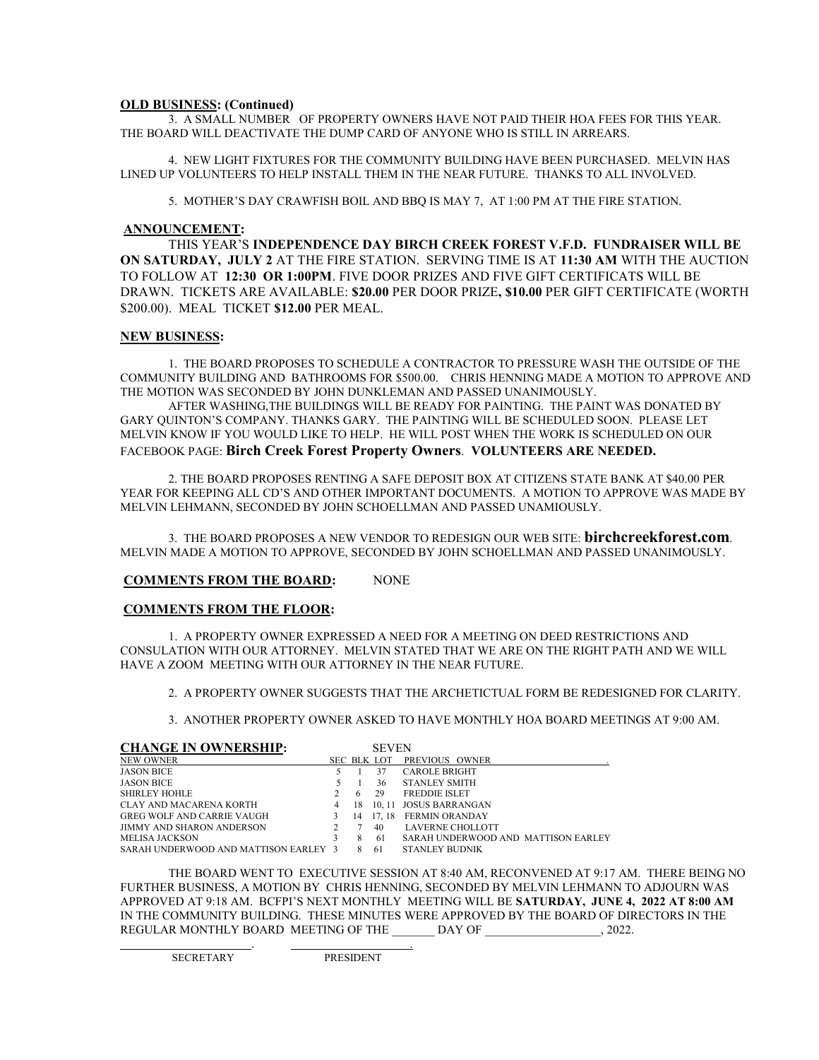**OLD BUSINESS: (Continued)**

3. A SMALL NUMBER OF PROPERTY OWNERS HAVE NOT PAID THEIR HOA FEES FOR THIS YEAR. THE BOARD WILL DEACTIVATE THE DUMP CARD OF ANYONE WHO IS STILL IN ARREARS.

4. NEW LIGHT FIXTURES FOR THE COMMUNITY BUILDING HAVE BEEN PURCHASED. MELVIN HAS LINED UP VOLUNTEERS TO HELP INSTALL THEM IN THE NEAR FUTURE. THANKS TO ALL INVOLVED.

5. MOTHER'S DAY CRAWFISH BOIL AND BBQ IS MAY 7, AT 1:00 PM AT THE FIRE STATION.

**ANNOUNCEMENT:**

THIS YEAR'S **INDEPENDENCE DAY BIRCH CREEK FOREST V.F.D. FUNDRAISER WILL BE ON SATURDAY, JULY 2** AT THE FIRE STATION. SERVING TIME IS AT **11:30 AM** WITH THE AUCTION TO FOLLOW AT **12:30 OR 1:00PM**. FIVE DOOR PRIZES AND FIVE GIFT CERTIFICATS WILL BE DRAWN. TICKETS ARE AVAILABLE: **$20.00** PER DOOR PRIZE**, $10.00** PER GIFT CERTIFICATE (WORTH $200.00). MEAL TICKET **$12.00** PER MEAL.

**NEW BUSINESS:**

1. THE BOARD PROPOSES TO SCHEDULE A CONTRACTOR TO PRESSURE WASH THE OUTSIDE OF THE COMMUNITY BUILDING AND BATHROOMS FOR $500.00. CHRIS HENNING MADE A MOTION TO APPROVE AND THE MOTION WAS SECONDED BY JOHN DUNKLEMAN AND PASSED UNANIMOUSLY.

AFTER WASHING,THE BUILDINGS WILL BE READY FOR PAINTING. THE PAINT WAS DONATED BY GARY QUINTON'S COMPANY. THANKS GARY. THE PAINTING WILL BE SCHEDULED SOON. PLEASE LET MELVIN KNOW IF YOU WOULD LIKE TO HELP. HE WILL POST WHEN THE WORK IS SCHEDULED ON OUR FACEBOOK PAGE: **Birch Creek Forest Property Owners**. **VOLUNTEERS ARE NEEDED.**

2. THE BOARD PROPOSES RENTING A SAFE DEPOSIT BOX AT CITIZENS STATE BANK AT $40.00 PER YEAR FOR KEEPING ALL CD'S AND OTHER IMPORTANT DOCUMENTS. A MOTION TO APPROVE WAS MADE BY MELVIN LEHMANN, SECONDED BY JOHN SCHOELLMAN AND PASSED UNAMIOUSLY.

3. THE BOARD PROPOSES A NEW VENDOR TO REDESIGN OUR WEB SITE: **birchcreekforest.com**. MELVIN MADE A MOTION TO APPROVE, SECONDED BY JOHN SCHOELLMAN AND PASSED UNANIMOUSLY.

**COMMENTS FROM THE BOARD:** NONE

**COMMENTS FROM THE FLOOR:**

1. A PROPERTY OWNER EXPRESSED A NEED FOR A MEETING ON DEED RESTRICTIONS AND CONSULATION WITH OUR ATTORNEY. MELVIN STATED THAT WE ARE ON THE RIGHT PATH AND WE WILL HAVE A ZOOM MEETING WITH OUR ATTORNEY IN THE NEAR FUTURE.

2. A PROPERTY OWNER SUGGESTS THAT THE ARCHETICTUAL FORM BE REDESIGNED FOR CLARITY.

3. ANOTHER PROPERTY OWNER ASKED TO HAVE MONTHLY HOA BOARD MEETINGS AT 9:00 AM.

**CHANGE IN OWNERSHIP:** SEVEN

| NEW OWNER | SEC | BLK | LOT | PREVIOUS OWNER |
|---|---|---|---|---|
| JASON BICE | 5 | 1 | 37 | CAROLE BRIGHT |
| JASON BICE | 5 | 1 | 36 | STANLEY SMITH |
| SHIRLEY HOHLE | 2 | 6 | 29 | FREDDIE ISLET |
| CLAY AND MACARENA KORTH | 4 | 18 | 10, 11 | JOSUS BARRANGAN |
| GREG WOLF AND CARRIE VAUGH | 3 | 14 | 17, 18 | FERMIN ORANDAY |
| JIMMY AND SHARON ANDERSON | 2 | 7 | 40 | LAVERNE CHOLLOTT |
| MELISA JACKSON | 3 | 8 | 61 | SARAH UNDERWOOD AND MATTISON EARLEY |
| SARAH UNDERWOOD AND MATTISON EARLEY | 3 | 8 | 61 | STANLEY BUDNIK |

THE BOARD WENT TO EXECUTIVE SESSION AT 8:40 AM, RECONVENED AT 9:17 AM. THERE BEING NO FURTHER BUSINESS, A MOTION BY CHRIS HENNING, SECONDED BY MELVIN LEHMANN TO ADJOURN WAS APPROVED AT 9:18 AM. BCFPI'S NEXT MONTHLY MEETING WILL BE **SATURDAY, JUNE 4, 2022 AT 8:00 AM** IN THE COMMUNITY BUILDING. THESE MINUTES WERE APPROVED BY THE BOARD OF DIRECTORS IN THE REGULAR MONTHLY BOARD MEETING OF THE _______ DAY OF ___________________, 2022.

_______________________. ____________________.

SECRETARY PRESIDENT